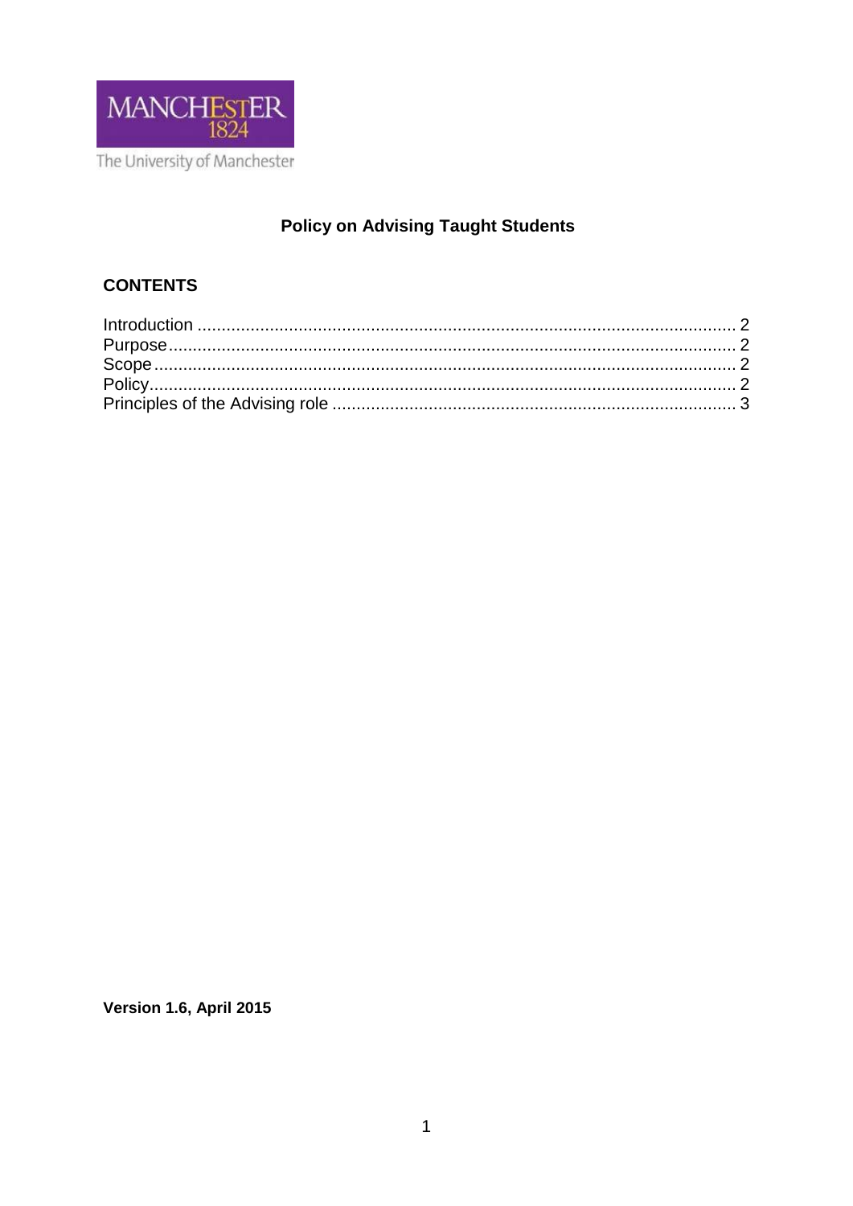MANCHESTER
1824

The University of Manchester

# Policy on Advising Taught Students

## CONTENTS

Introduction ........................................................................................................ 2
Purpose ............................................................................................................. 2
Scope ................................................................................................................ 2
Policy ................................................................................................................ 2
Principles of the Advising role ........................................................................... 3

**Version 1.6, April 2015**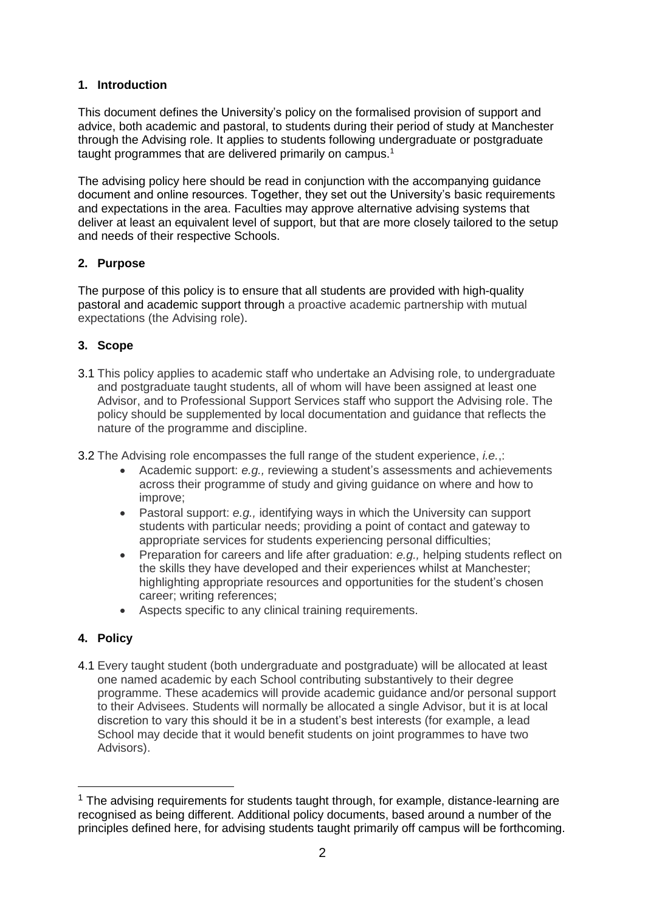## 1. Introduction

This document defines the University's policy on the formalised provision of support and advice, both academic and pastoral, to students during their period of study at Manchester through the Advising role. It applies to students following undergraduate or postgraduate taught programmes that are delivered primarily on campus.[1]

The advising policy here should be read in conjunction with the accompanying guidance document and online resources. Together, they set out the University's basic requirements and expectations in the area. Faculties may approve alternative advising systems that deliver at least an equivalent level of support, but that are more closely tailored to the setup and needs of their respective Schools.

## 2. Purpose

The purpose of this policy is to ensure that all students are provided with high-quality pastoral and academic support through a proactive academic partnership with mutual expectations (the Advising role).

## 3. Scope

3.1 This policy applies to academic staff who undertake an Advising role, to undergraduate and postgraduate taught students, all of whom will have been assigned at least one Advisor, and to Professional Support Services staff who support the Advising role. The policy should be supplemented by local documentation and guidance that reflects the nature of the programme and discipline.

3.2 The Advising role encompasses the full range of the student experience, *i.e.*,:

- Academic support: *e.g.,* reviewing a student's assessments and achievements across their programme of study and giving guidance on where and how to improve;
- Pastoral support: *e.g.,* identifying ways in which the University can support students with particular needs; providing a point of contact and gateway to appropriate services for students experiencing personal difficulties;
- Preparation for careers and life after graduation: *e.g.,* helping students reflect on the skills they have developed and their experiences whilst at Manchester; highlighting appropriate resources and opportunities for the student's chosen career; writing references;
- Aspects specific to any clinical training requirements.

## 4. Policy

4.1 Every taught student (both undergraduate and postgraduate) will be allocated at least one named academic by each School contributing substantively to their degree programme. These academics will provide academic guidance and/or personal support to their Advisees. Students will normally be allocated a single Advisor, but it is at local discretion to vary this should it be in a student's best interests (for example, a lead School may decide that it would benefit students on joint programmes to have two Advisors).

---

[1] The advising requirements for students taught through, for example, distance-learning are recognised as being different. Additional policy documents, based around a number of the principles defined here, for advising students taught primarily off campus will be forthcoming.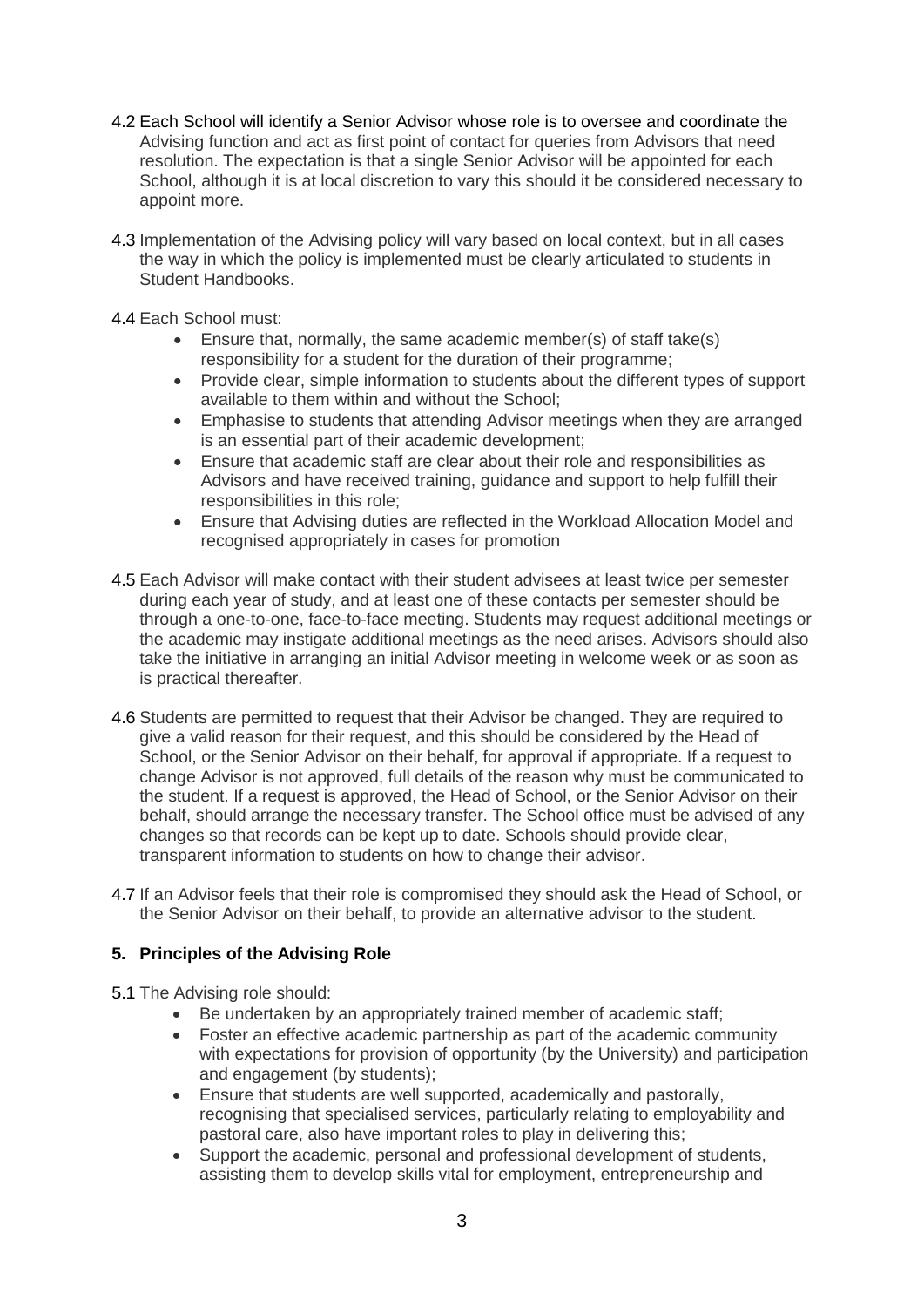4.2 Each School will identify a Senior Advisor whose role is to oversee and coordinate the Advising function and act as first point of contact for queries from Advisors that need resolution. The expectation is that a single Senior Advisor will be appointed for each School, although it is at local discretion to vary this should it be considered necessary to appoint more.

4.3 Implementation of the Advising policy will vary based on local context, but in all cases the way in which the policy is implemented must be clearly articulated to students in Student Handbooks.

4.4 Each School must:

- Ensure that, normally, the same academic member(s) of staff take(s) responsibility for a student for the duration of their programme;
- Provide clear, simple information to students about the different types of support available to them within and without the School;
- Emphasise to students that attending Advisor meetings when they are arranged is an essential part of their academic development;
- Ensure that academic staff are clear about their role and responsibilities as Advisors and have received training, guidance and support to help fulfill their responsibilities in this role;
- Ensure that Advising duties are reflected in the Workload Allocation Model and recognised appropriately in cases for promotion

4.5 Each Advisor will make contact with their student advisees at least twice per semester during each year of study, and at least one of these contacts per semester should be through a one-to-one, face-to-face meeting. Students may request additional meetings or the academic may instigate additional meetings as the need arises. Advisors should also take the initiative in arranging an initial Advisor meeting in welcome week or as soon as is practical thereafter.

4.6 Students are permitted to request that their Advisor be changed. They are required to give a valid reason for their request, and this should be considered by the Head of School, or the Senior Advisor on their behalf, for approval if appropriate. If a request to change Advisor is not approved, full details of the reason why must be communicated to the student. If a request is approved, the Head of School, or the Senior Advisor on their behalf, should arrange the necessary transfer. The School office must be advised of any changes so that records can be kept up to date. Schools should provide clear, transparent information to students on how to change their advisor.

4.7 If an Advisor feels that their role is compromised they should ask the Head of School, or the Senior Advisor on their behalf, to provide an alternative advisor to the student.

## 5. Principles of the Advising Role

5.1 The Advising role should:

- Be undertaken by an appropriately trained member of academic staff;
- Foster an effective academic partnership as part of the academic community with expectations for provision of opportunity (by the University) and participation and engagement (by students);
- Ensure that students are well supported, academically and pastorally, recognising that specialised services, particularly relating to employability and pastoral care, also have important roles to play in delivering this;
- Support the academic, personal and professional development of students, assisting them to develop skills vital for employment, entrepreneurship and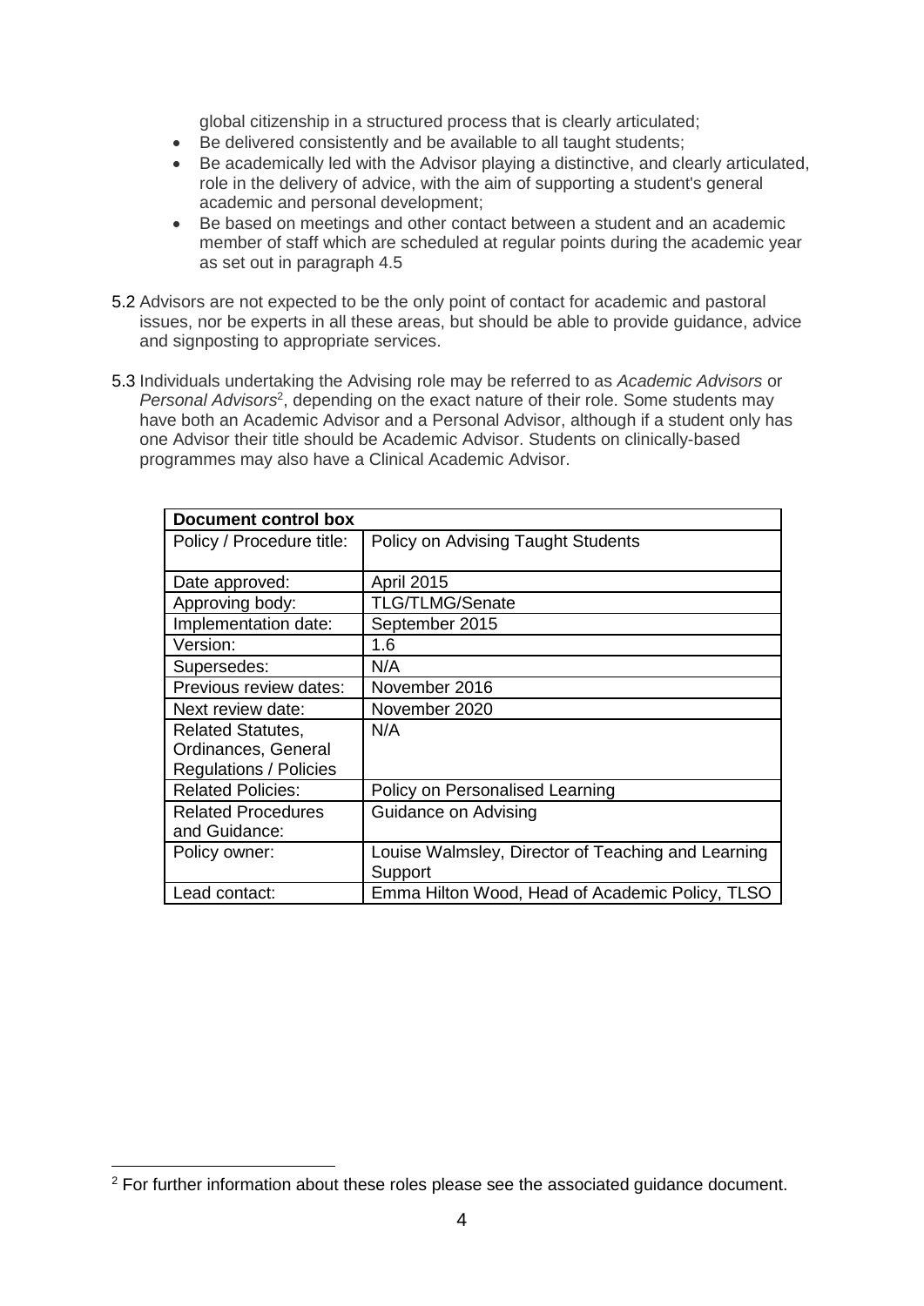global citizenship in a structured process that is clearly articulated;

- Be delivered consistently and be available to all taught students;
- Be academically led with the Advisor playing a distinctive, and clearly articulated, role in the delivery of advice, with the aim of supporting a student's general academic and personal development;
- Be based on meetings and other contact between a student and an academic member of staff which are scheduled at regular points during the academic year as set out in paragraph 4.5

5.2 Advisors are not expected to be the only point of contact for academic and pastoral issues, nor be experts in all these areas, but should be able to provide guidance, advice and signposting to appropriate services.

5.3 Individuals undertaking the Advising role may be referred to as *Academic Advisors* or *Personal Advisors*[2], depending on the exact nature of their role. Some students may have both an Academic Advisor and a Personal Advisor, although if a student only has one Advisor their title should be Academic Advisor. Students on clinically-based programmes may also have a Clinical Academic Advisor.

| **Document control box** | |
|---|---|
| Policy / Procedure title: | Policy on Advising Taught Students |
| Date approved: | April 2015 |
| Approving body: | TLG/TLMG/Senate |
| Implementation date: | September 2015 |
| Version: | 1.6 |
| Supersedes: | N/A |
| Previous review dates: | November 2016 |
| Next review date: | November 2020 |
| Related Statutes, Ordinances, General Regulations / Policies | N/A |
| Related Policies: | Policy on Personalised Learning |
| Related Procedures and Guidance: | Guidance on Advising |
| Policy owner: | Louise Walmsley, Director of Teaching and Learning Support |
| Lead contact: | Emma Hilton Wood, Head of Academic Policy, TLSO |

[2] For further information about these roles please see the associated guidance document.